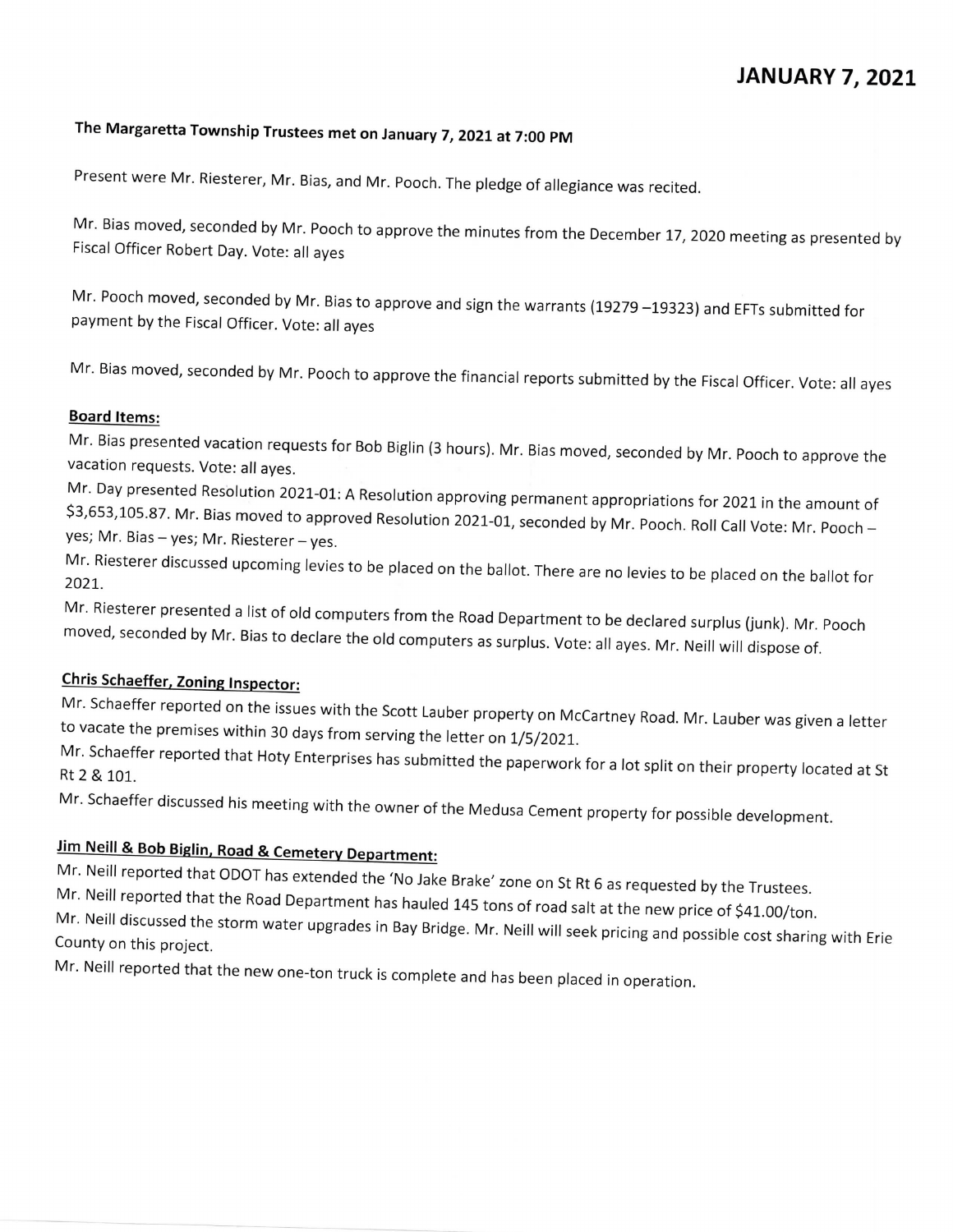# JANUARY 7, 2021

**The Margaretta Township Trustees met on January 7, 2021 at 7:00 PM**

Present were Mr. Riesterer, Mr. Bias, and Mr. Pooch. The pledge of allegiance was recited.

Mr. Bias moved, seconded by Mr. Pooch to approve the minutes from the December 17, 2020 meeting as presented by Fiscal Officer Robert Day. Vote: all ayes

Mr. Pooch moved, seconded by Mr. Bias to approve and sign the warrants (19279 –19323) and EFTs submitted for payment by the Fiscal Officer. Vote: all ayes

Mr. Bias moved, seconded by Mr. Pooch to approve the financial reports submitted by the Fiscal Officer. Vote: all ayes

**Board Items:**

Mr. Bias presented vacation requests for Bob Biglin (3 hours). Mr. Bias moved, seconded by Mr. Pooch to approve the vacation requests. Vote: all ayes.

Mr. Day presented Resolution 2021-01: A Resolution approving permanent appropriations for 2021 in the amount of $3,653,105.87. Mr. Bias moved to approved Resolution 2021-01, seconded by Mr. Pooch. Roll Call Vote: Mr. Pooch – yes; Mr. Bias – yes; Mr. Riesterer – yes.

Mr. Riesterer discussed upcoming levies to be placed on the ballot. There are no levies to be placed on the ballot for 2021.

Mr. Riesterer presented a list of old computers from the Road Department to be declared surplus (junk). Mr. Pooch moved, seconded by Mr. Bias to declare the old computers as surplus. Vote: all ayes. Mr. Neill will dispose of.

**Chris Schaeffer, Zoning Inspector:**

Mr. Schaeffer reported on the issues with the Scott Lauber property on McCartney Road. Mr. Lauber was given a letter to vacate the premises within 30 days from serving the letter on 1/5/2021.

Mr. Schaeffer reported that Hoty Enterprises has submitted the paperwork for a lot split on their property located at St Rt 2 & 101.

Mr. Schaeffer discussed his meeting with the owner of the Medusa Cement property for possible development.

**Jim Neill & Bob Biglin, Road & Cemetery Department:**

Mr. Neill reported that ODOT has extended the 'No Jake Brake' zone on St Rt 6 as requested by the Trustees.

Mr. Neill reported that the Road Department has hauled 145 tons of road salt at the new price of $41.00/ton.

Mr. Neill discussed the storm water upgrades in Bay Bridge. Mr. Neill will seek pricing and possible cost sharing with Erie County on this project.

Mr. Neill reported that the new one-ton truck is complete and has been placed in operation.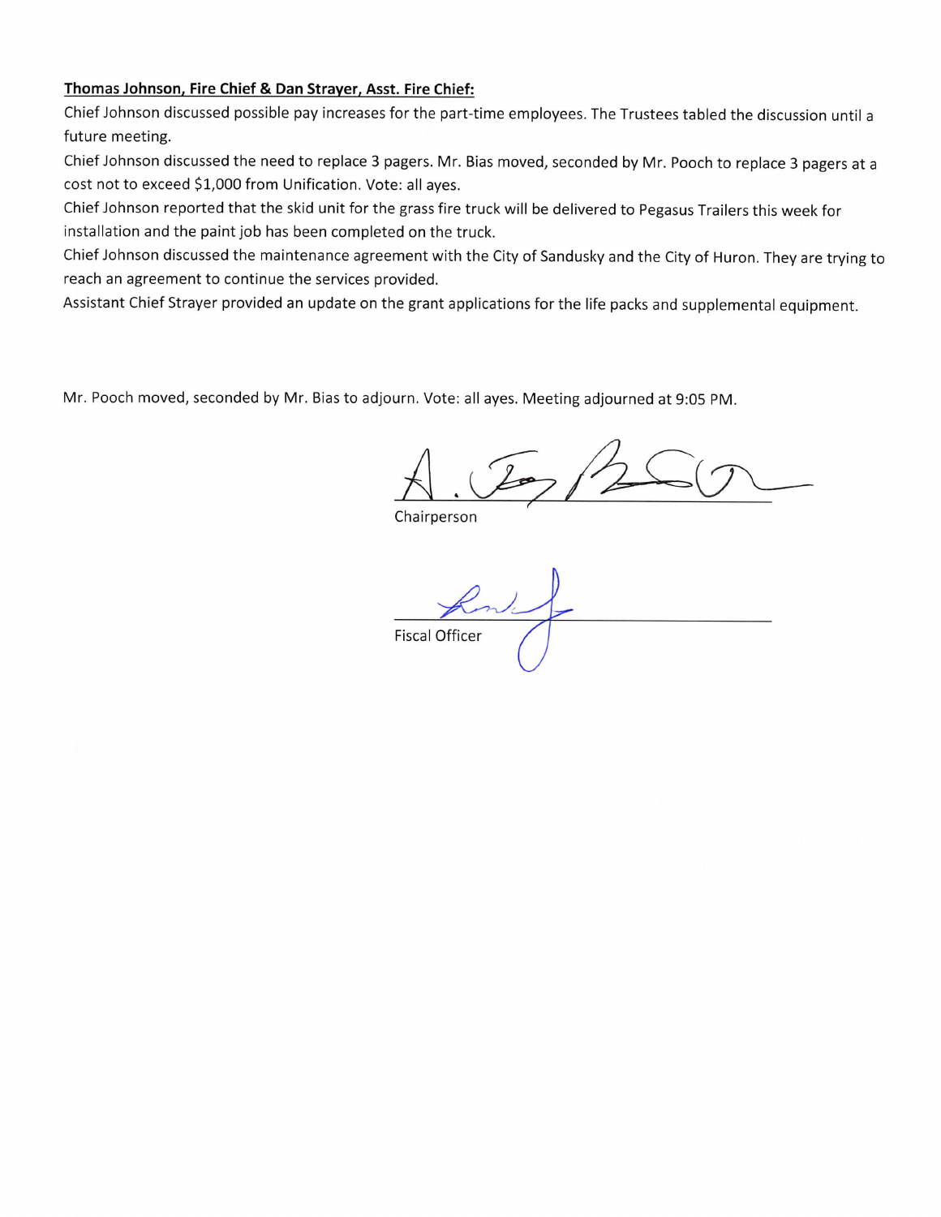**Thomas Johnson, Fire Chief & Dan Strayer, Asst. Fire Chief:**

Chief Johnson discussed possible pay increases for the part-time employees. The Trustees tabled the discussion until a future meeting.

Chief Johnson discussed the need to replace 3 pagers. Mr. Bias moved, seconded by Mr. Pooch to replace 3 pagers at a cost not to exceed $1,000 from Unification. Vote: all ayes.

Chief Johnson reported that the skid unit for the grass fire truck will be delivered to Pegasus Trailers this week for installation and the paint job has been completed on the truck.

Chief Johnson discussed the maintenance agreement with the City of Sandusky and the City of Huron. They are trying to reach an agreement to continue the services provided.

Assistant Chief Strayer provided an update on the grant applications for the life packs and supplemental equipment.

Mr. Pooch moved, seconded by Mr. Bias to adjourn. Vote: all ayes. Meeting adjourned at 9:05 PM.

Chairperson

Fiscal Officer